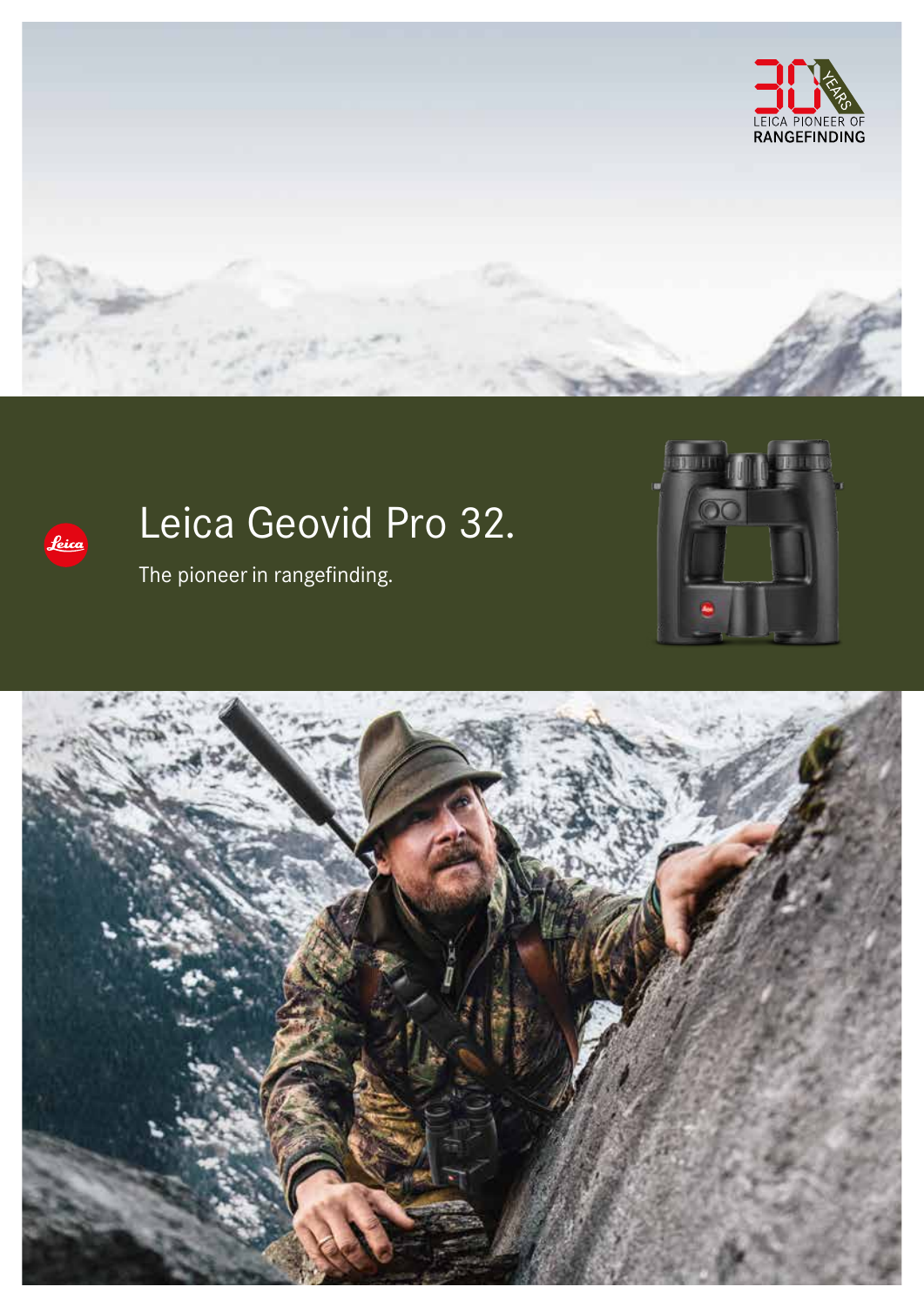30 YEARS
LEICA PIONEER OF
RANGEFINDING

# Leica Geovid Pro 32.

The pioneer in rangefinding.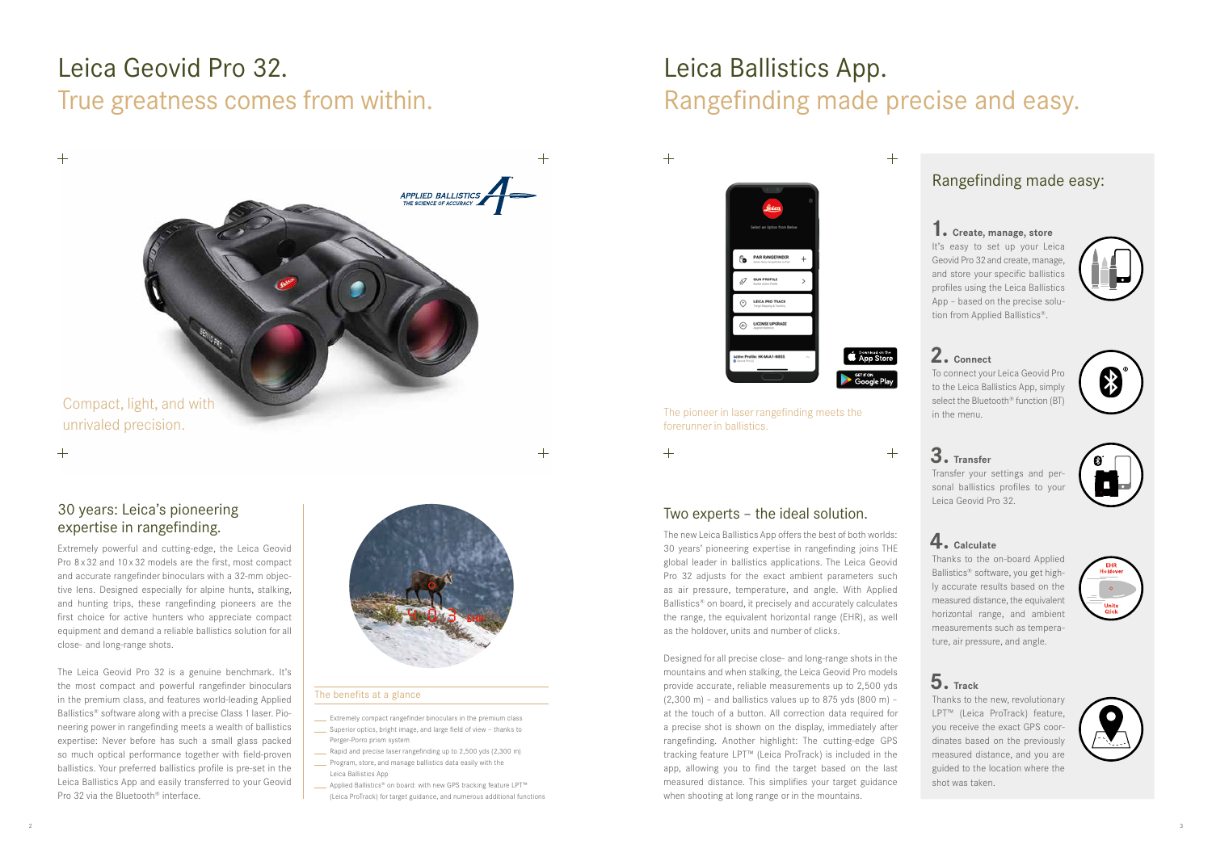# Leica Geovid Pro 32.
## True greatness comes from within.

Compact, light, and with unrivaled precision.

### 30 years: Leica's pioneering expertise in rangefinding.

Extremely powerful and cutting-edge, the Leica Geovid Pro 8 x 32 and 10 x 32 models are the first, most compact and accurate rangefinder binoculars with a 32-mm objective lens. Designed especially for alpine hunts, stalking, and hunting trips, these rangefinding pioneers are the first choice for active hunters who appreciate compact equipment and demand a reliable ballistics solution for all close- and long-range shots.

The Leica Geovid Pro 32 is a genuine benchmark. It's the most compact and powerful rangefinder binoculars in the premium class, and features world-leading Applied Ballistics® software along with a precise Class 1 laser. Pioneering power in rangefinding meets a wealth of ballistics expertise: Never before has such a small glass packed so much optical performance together with field-proven ballistics. Your preferred ballistics profile is pre-set in the Leica Ballistics App and easily transferred to your Geovid Pro 32 via the Bluetooth® interface.

### The benefits at a glance

- Extremely compact rangefinder binoculars in the premium class
- Superior optics, bright image, and large field of view – thanks to Perger-Porro prism system
- Rapid and precise laser rangefinding up to 2,500 yds (2,300 m)
- Program, store, and manage ballistics data easily with the Leica Ballistics App
- Applied Ballistics® on board: with new GPS tracking feature LPT™ (Leica ProTrack) for target guidance, and numerous additional functions

# Leica Ballistics App.
## Rangefinding made precise and easy.

The pioneer in laser rangefinding meets the forerunner in ballistics.

### Two experts – the ideal solution.

The new Leica Ballistics App offers the best of both worlds: 30 years' pioneering expertise in rangefinding joins THE global leader in ballistics applications. The Leica Geovid Pro 32 adjusts for the exact ambient parameters such as air pressure, temperature, and angle. With Applied Ballistics® on board, it precisely and accurately calculates the range, the equivalent horizontal range (EHR), as well as the holdover, units and number of clicks.

Designed for all precise close- and long-range shots in the mountains and when stalking, the Leica Geovid Pro models provide accurate, reliable measurements up to 2,500 yds (2,300 m) – and ballistics values up to 875 yds (800 m) – at the touch of a button. All correction data required for a precise shot is shown on the display, immediately after rangefinding. Another highlight: The cutting-edge GPS tracking feature LPT™ (Leica ProTrack) is included in the app, allowing you to find the target based on the last measured distance. This simplifies your target guidance when shooting at long range or in the mountains.

### Rangefinding made easy:

**1. Create, manage, store**
It's easy to set up your Leica Geovid Pro 32 and create, manage, and store your specific ballistics profiles using the Leica Ballistics App – based on the precise solution from Applied Ballistics®.

**2. Connect**
To connect your Leica Geovid Pro to the Leica Ballistics App, simply select the Bluetooth® function (BT) in the menu.

**3. Transfer**
Transfer your settings and personal ballistics profiles to your Leica Geovid Pro 32.

**4. Calculate**
Thanks to the on-board Applied Ballistics® software, you get highly accurate results based on the measured distance, the equivalent horizontal range, and ambient measurements such as temperature, air pressure, and angle.

**5. Track**
Thanks to the new, revolutionary LPT™ (Leica ProTrack) feature, you receive the exact GPS coordinates based on the previously measured distance, and you are guided to the location where the shot was taken.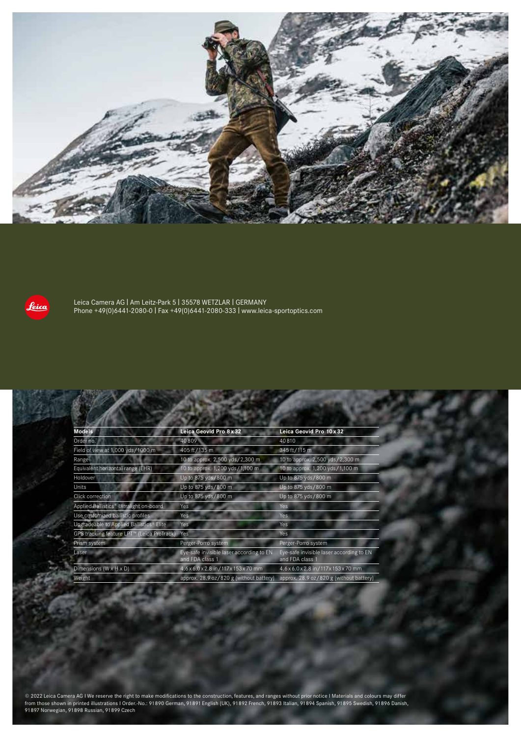Leica Camera AG | Am Leitz-Park 5 | 35578 WETZLAR | GERMANY
Phone +49(0)6441-2080-0 | Fax +49(0)6441-2080-333 | www.leica-sportoptics.com

| Models | Leica Geovid Pro 8 x 32 | Leica Geovid Pro 10 x 32 |
|---|---|---|
| Order no. | 40 809 | 40 810 |
| Field of view at 1,000 yds/1000 m | 405 ft/135 m | 345 ft/115 m |
| Range | 10 to approx. 2,500 yds/2,300 m | 10 to approx. 2,500 yds/2,300 m |
| Equivalent horizontal range (EHR) | 10 to approx. 1,200 yds/1,100 m | 10 to approx. 1,200 yds/1,100 m |
| Holdover | Up to 875 yds/800 m | Up to 875 yds/800 m |
| Units | Up to 875 yds/800 m | Up to 875 yds/800 m |
| Click correction | Up to 875 yds/800 m | Up to 875 yds/800 m |
| Applied Ballistics® Ultralight on-board | Yes | Yes |
| Use customized ballistic profiles | Yes | Yes |
| Upgradeable to Applied Ballistics® Elite | Yes | Yes |
| GPS tracking feature LPT™ (Leica ProTrack) | Yes | Yes |
| Prism system | Perger-Porro system | Perger-Porro system |
| Laser | Eye-safe invisible laser according to EN and FDA class 1 | Eye-safe invisible laser according to EN and FDA class 1 |
| Dimensions (W x H x D) | 4.6 x 6.0 x 2.8 in/117 x 153 x 70 mm | 4.6 x 6.0 x 2.8 in/117 x 153 x 70 mm |
| Weight | approx. 28.9 oz/820 g (without battery) | approx. 28.9 oz/820 g (without battery) |

© 2022 Leica Camera AG I We reserve the right to make modifications to the construction, features, and ranges without prior notice I Materials and colours may differ from those shown in printed illustrations I Order.-No.: 91890 German, 91891 English (UK), 91892 French, 91893 Italian, 91894 Spanish, 91895 Swedish, 91896 Danish, 91897 Norwegian, 91898 Russian, 91899 Czech